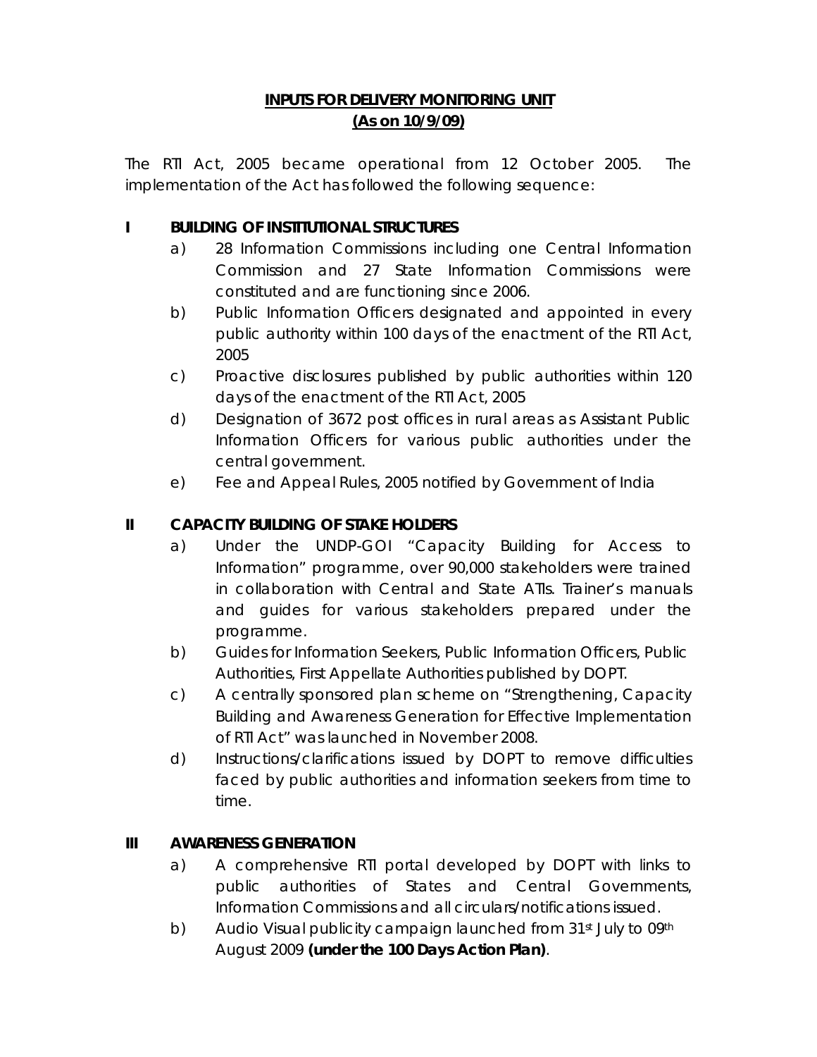**INPUTS FOR DELIVERY MONITORING UNIT**
**(As on 10/9/09)**

The RTI Act, 2005 became operational from 12 October 2005. The implementation of the Act has followed the following sequence:

**I BUILDING OF INSTITUTIONAL STRUCTURES**

a) 28 Information Commissions including one Central Information Commission and 27 State Information Commissions were constituted and are functioning since 2006.

b) Public Information Officers designated and appointed in every public authority within 100 days of the enactment of the RTI Act, 2005

c) Proactive disclosures published by public authorities within 120 days of the enactment of the RTI Act, 2005

d) Designation of 3672 post offices in rural areas as Assistant Public Information Officers for various public authorities under the central government.

e) Fee and Appeal Rules, 2005 notified by Government of India

**II CAPACITY BUILDING OF STAKE HOLDERS**

a) Under the UNDP-GOI "Capacity Building for Access to Information" programme, over 90,000 stakeholders were trained in collaboration with Central and State ATIs. Trainer's manuals and guides for various stakeholders prepared under the programme.

b) Guides for Information Seekers, Public Information Officers, Public Authorities, First Appellate Authorities published by DOPT.

c) A centrally sponsored plan scheme on "Strengthening, Capacity Building and Awareness Generation for Effective Implementation of RTI Act" was launched in November 2008.

d) Instructions/clarifications issued by DOPT to remove difficulties faced by public authorities and information seekers from time to time.

**III AWARENESS GENERATION**

a) A comprehensive RTI portal developed by DOPT with links to public authorities of States and Central Governments, Information Commissions and all circulars/notifications issued.

b) Audio Visual publicity campaign launched from 31st July to 09th August 2009 **(under the 100 Days Action Plan)**.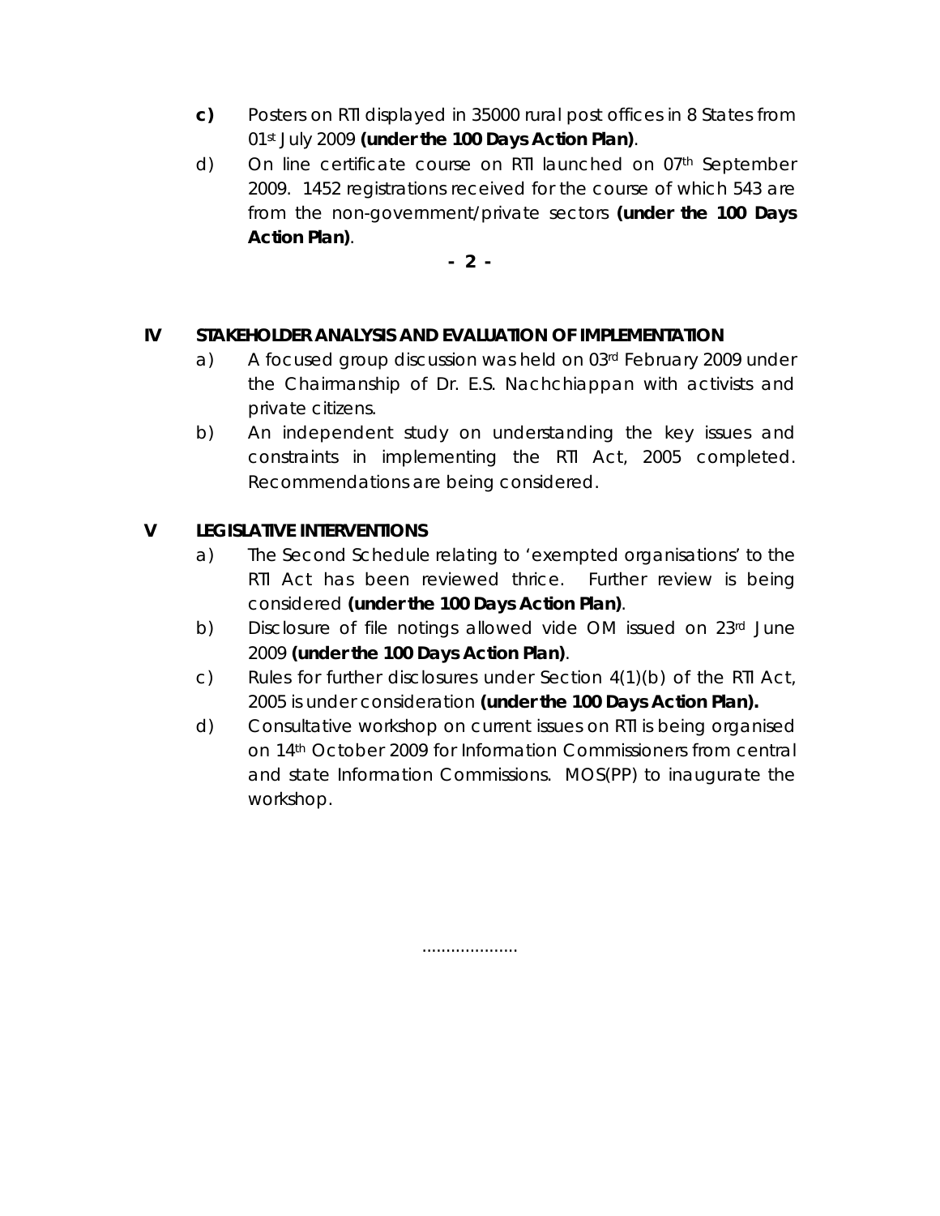c) Posters on RTI displayed in 35000 rural post offices in 8 States from 01st July 2009 **(under the 100 Days Action Plan)**.

d) On line certificate course on RTI launched on 07th September 2009. 1452 registrations received for the course of which 543 are from the non-government/private sectors **(under the 100 Days Action Plan)**.

**IV STAKEHOLDER ANALYSIS AND EVALUATION OF IMPLEMENTATION**

a) A focused group discussion was held on 03rd February 2009 under the Chairmanship of Dr. E.S. Nachchiappan with activists and private citizens.

b) An independent study on understanding the key issues and constraints in implementing the RTI Act, 2005 completed. Recommendations are being considered.

**V LEGISLATIVE INTERVENTIONS**

a) The Second Schedule relating to 'exempted organisations' to the RTI Act has been reviewed thrice. Further review is being considered **(under the 100 Days Action Plan)**.

b) Disclosure of file notings allowed vide OM issued on 23rd June 2009 **(under the 100 Days Action Plan)**.

c) Rules for further disclosures under Section 4(1)(b) of the RTI Act, 2005 is under consideration **(under the 100 Days Action Plan).**

d) Consultative workshop on current issues on RTI is being organised on 14th October 2009 for Information Commissioners from central and state Information Commissions. MOS(PP) to inaugurate the workshop.

....................